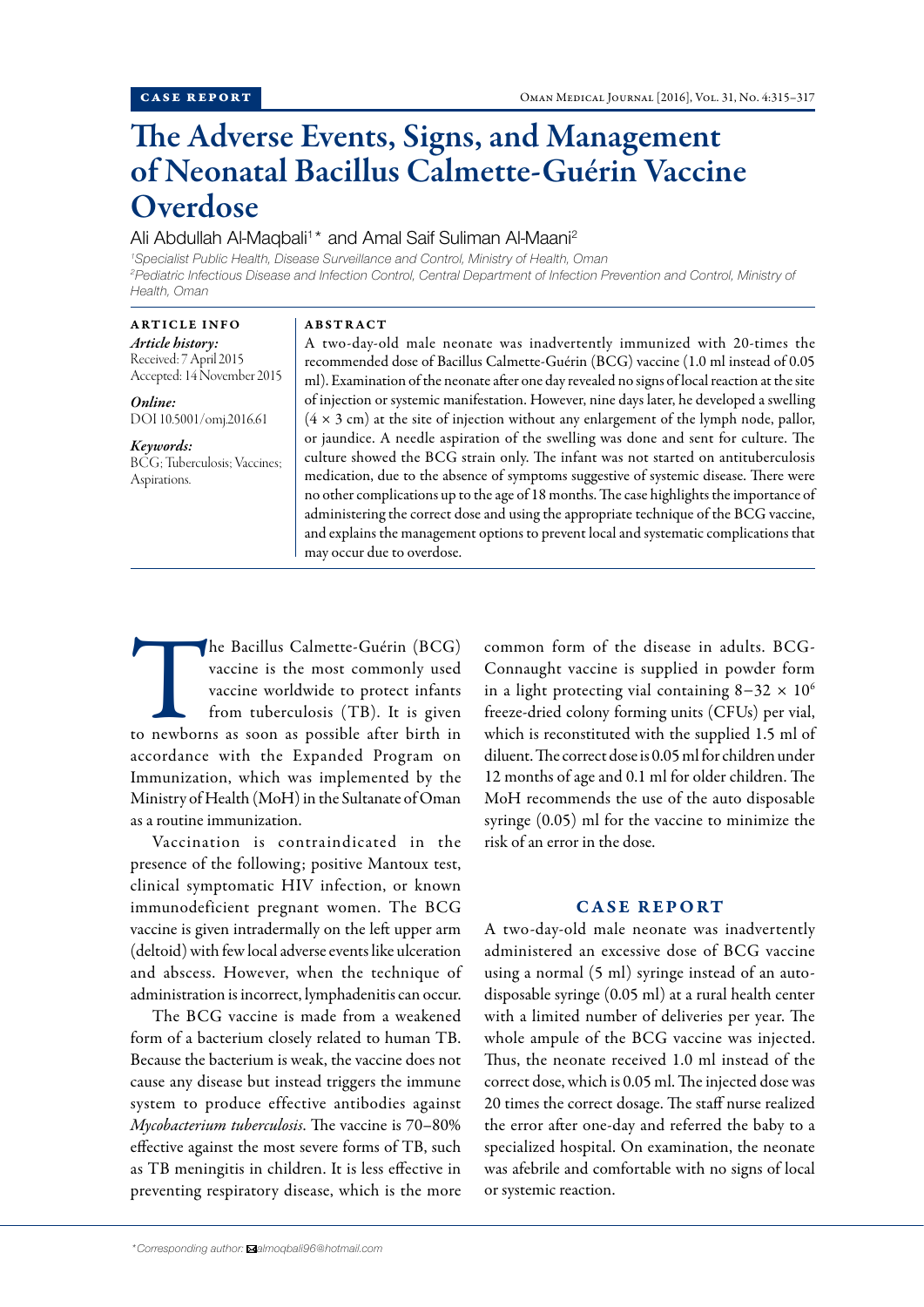CASE REPORT

# The Adverse Events, Signs, and Management of Neonatal Bacillus Calmette-Guérin Vaccine Overdose

Ali Abdullah Al-Maqbali[1]* and Amal Saif Suliman Al-Maani[2]

[1]Specialist Public Health, Disease Surveillance and Control, Ministry of Health, Oman
[2]Pediatric Infectious Disease and Infection Control, Central Department of Infection Prevention and Control, Ministry of Health, Oman

**ARTICLE INFO**

*Article history:*
Received: 7 April 2015
Accepted: 14 November 2015

*Online:*
DOI 10.5001/omj.2016.61

*Keywords:*
BCG; Tuberculosis; Vaccines; Aspirations.

**ABSTRACT**

A two-day-old male neonate was inadvertently immunized with 20-times the recommended dose of Bacillus Calmette-Guérin (BCG) vaccine (1.0 ml instead of 0.05 ml). Examination of the neonate after one day revealed no signs of local reaction at the site of injection or systemic manifestation. However, nine days later, he developed a swelling (4 × 3 cm) at the site of injection without any enlargement of the lymph node, pallor, or jaundice. A needle aspiration of the swelling was done and sent for culture. The culture showed the BCG strain only. The infant was not started on antituberculosis medication, due to the absence of symptoms suggestive of systemic disease. There were no other complications up to the age of 18 months. The case highlights the importance of administering the correct dose and using the appropriate technique of the BCG vaccine, and explains the management options to prevent local and systematic complications that may occur due to overdose.

The Bacillus Calmette-Guérin (BCG) vaccine is the most commonly used vaccine worldwide to protect infants from tuberculosis (TB). It is given to newborns as soon as possible after birth in accordance with the Expanded Program on Immunization, which was implemented by the Ministry of Health (MoH) in the Sultanate of Oman as a routine immunization.

Vaccination is contraindicated in the presence of the following; positive Mantoux test, clinical symptomatic HIV infection, or known immunodeficient pregnant women. The BCG vaccine is given intradermally on the left upper arm (deltoid) with few local adverse events like ulceration and abscess. However, when the technique of administration is incorrect, lymphadenitis can occur.

The BCG vaccine is made from a weakened form of a bacterium closely related to human TB. Because the bacterium is weak, the vaccine does not cause any disease but instead triggers the immune system to produce effective antibodies against *Mycobacterium tuberculosis*. The vaccine is 70–80% effective against the most severe forms of TB, such as TB meningitis in children. It is less effective in preventing respiratory disease, which is the more common form of the disease in adults. BCG-Connaught vaccine is supplied in powder form in a light protecting vial containing $8-32 \times 10^6$ freeze-dried colony forming units (CFUs) per vial, which is reconstituted with the supplied 1.5 ml of diluent. The correct dose is 0.05 ml for children under 12 months of age and 0.1 ml for older children. The MoH recommends the use of the auto disposable syringe (0.05) ml for the vaccine to minimize the risk of an error in the dose.

## CASE REPORT

A two-day-old male neonate was inadvertently administered an excessive dose of BCG vaccine using a normal (5 ml) syringe instead of an auto-disposable syringe (0.05 ml) at a rural health center with a limited number of deliveries per year. The whole ampule of the BCG vaccine was injected. Thus, the neonate received 1.0 ml instead of the correct dose, which is 0.05 ml. The injected dose was 20 times the correct dosage. The staff nurse realized the error after one-day and referred the baby to a specialized hospital. On examination, the neonate was afebrile and comfortable with no signs of local or systemic reaction.

*Corresponding author: almoqbali96@hotmail.com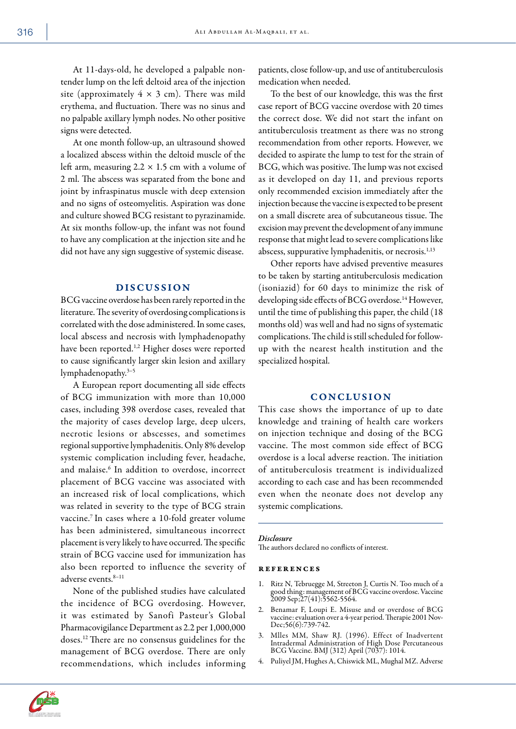At 11-days-old, he developed a palpable non-tender lump on the left deltoid area of the injection site (approximately $4 \times 3$ cm). There was mild erythema, and fluctuation. There was no sinus and no palpable axillary lymph nodes. No other positive signs were detected.

At one month follow-up, an ultrasound showed a localized abscess within the deltoid muscle of the left arm, measuring $2.2 \times 1.5$ cm with a volume of 2 ml. The abscess was separated from the bone and joint by infraspinatus muscle with deep extension and no signs of osteomyelitis. Aspiration was done and culture showed BCG resistant to pyrazinamide. At six months follow-up, the infant was not found to have any complication at the injection site and he did not have any sign suggestive of systemic disease.

## DISCUSSION

BCG vaccine overdose has been rarely reported in the literature. The severity of overdosing complications is correlated with the dose administered. In some cases, local abscess and necrosis with lymphadenopathy have been reported.[1,2] Higher doses were reported to cause significantly larger skin lesion and axillary lymphadenopathy.[3–5]

A European report documenting all side effects of BCG immunization with more than 10,000 cases, including 398 overdose cases, revealed that the majority of cases develop large, deep ulcers, necrotic lesions or abscesses, and sometimes regional supportive lymphadenitis. Only 8% develop systemic complication including fever, headache, and malaise.[6] In addition to overdose, incorrect placement of BCG vaccine was associated with an increased risk of local complications, which was related in severity to the type of BCG strain vaccine.[7] In cases where a 10-fold greater volume has been administered, simultaneous incorrect placement is very likely to have occurred. The specific strain of BCG vaccine used for immunization has also been reported to influence the severity of adverse events.[8–11]

None of the published studies have calculated the incidence of BCG overdosing. However, it was estimated by Sanofi Pasteur's Global Pharmacovigilance Department as 2.2 per 1,000,000 doses.[12] There are no consensus guidelines for the management of BCG overdose. There are only recommendations, which includes informing patients, close follow-up, and use of antituberculosis medication when needed.

To the best of our knowledge, this was the first case report of BCG vaccine overdose with 20 times the correct dose. We did not start the infant on antituberculosis treatment as there was no strong recommendation from other reports. However, we decided to aspirate the lump to test for the strain of BCG, which was positive. The lump was not excised as it developed on day 11, and previous reports only recommended excision immediately after the injection because the vaccine is expected to be present on a small discrete area of subcutaneous tissue. The excision may prevent the development of any immune response that might lead to severe complications like abscess, suppurative lymphadenitis, or necrosis.[1,13]

Other reports have advised preventive measures to be taken by starting antituberculosis medication (isoniazid) for 60 days to minimize the risk of developing side effects of BCG overdose.[14] However, until the time of publishing this paper, the child (18 months old) was well and had no signs of systematic complications. The child is still scheduled for follow-up with the nearest health institution and the specialized hospital.

## CONCLUSION

This case shows the importance of up to date knowledge and training of health care workers on injection technique and dosing of the BCG vaccine. The most common side effect of BCG overdose is a local adverse reaction. The initiation of antituberculosis treatment is individualized according to each case and has been recommended even when the neonate does not develop any systemic complications.

### *Disclosure*

The authors declared no conflicts of interest.

### REFERENCES

1. Ritz N, Tebruegge M, Streeton J, Curtis N. Too much of a good thing: management of BCG vaccine overdose. Vaccine 2009 Sep;27(41):5562-5564.
2. Benamar F, Loupi E. Misuse and or overdose of BCG vaccine: evaluation over a 4-year period. Therapie 2001 Nov-Dec;56(6):739-742.
3. Mlles MM, Shaw RJ. (1996). Effect of Inadvertent Intradermal Administration of High Dose Percutaneous BCG Vaccine. BMJ (312) April (7037): 1014.
4. Puliyel JM, Hughes A, Chiswick ML, Mughal MZ. Adverse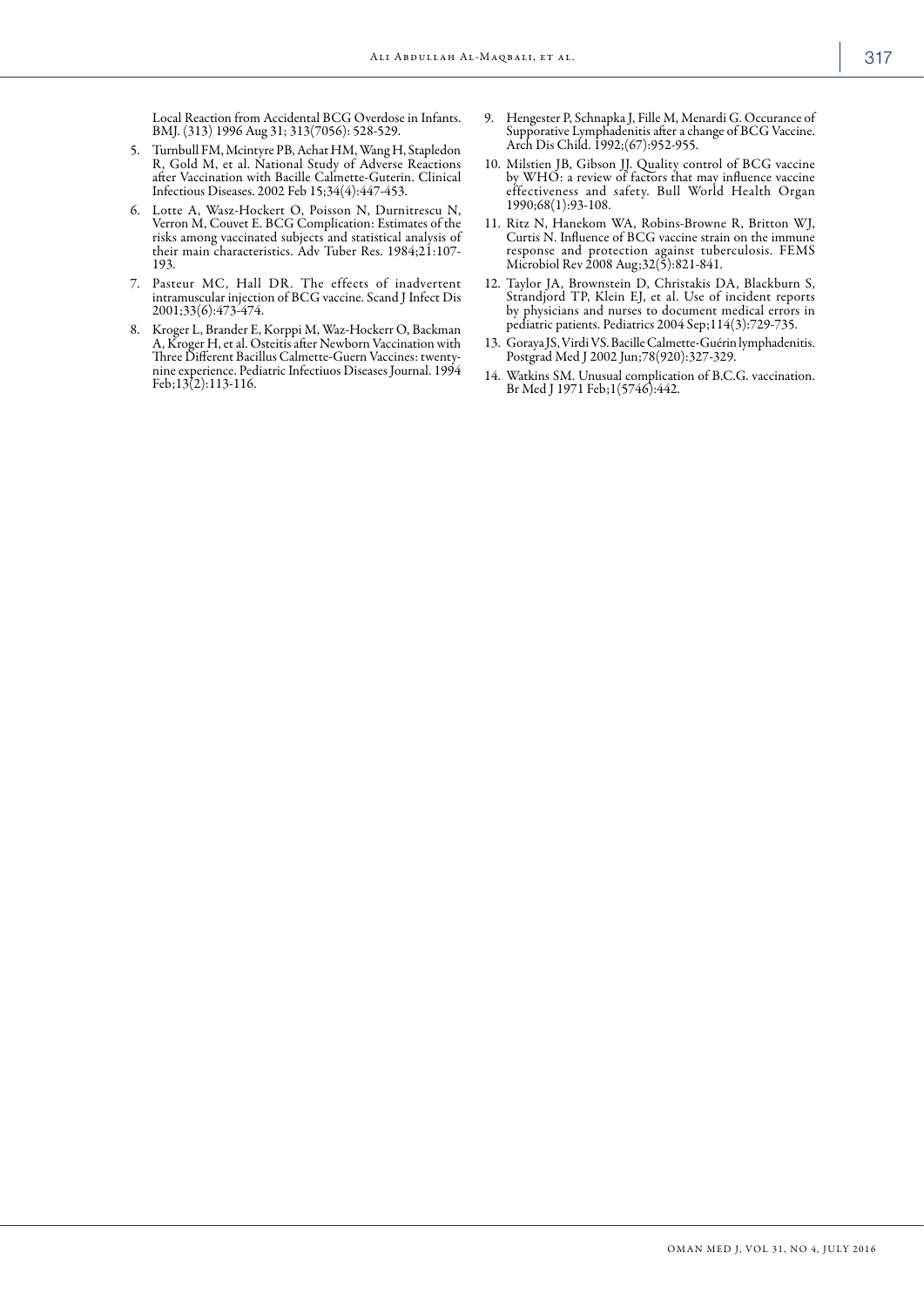Local Reaction from Accidental BCG Overdose in Infants. BMJ. (313) 1996 Aug 31; 313(7056): 528-529.

5. Turnbull FM, Mcintyre PB, Achat HM, Wang H, Stapledon R, Gold M, et al. National Study of Adverse Reactions after Vaccination with Bacille Calmette-Guterin. Clinical Infectious Diseases. 2002 Feb 15;34(4):447-453.
6. Lotte A, Wasz-Hockert O, Poisson N, Durnitrescu N, Verron M, Couvet E. BCG Complication: Estimates of the risks among vaccinated subjects and statistical analysis of their main characteristics. Adv Tuber Res. 1984;21:107-193.
7. Pasteur MC, Hall DR. The effects of inadvertent intramuscular injection of BCG vaccine. Scand J Infect Dis 2001;33(6):473-474.
8. Kroger L, Brander E, Korppi M, Waz-Hockerr O, Backman A, Kroger H, et al. Osteitis after Newborn Vaccination with Three Different Bacillus Calmette-Guern Vaccines: twenty-nine experience. Pediatric Infectiuos Diseases Journal. 1994 Feb;13(2):113-116.
9. Hengester P, Schnapka J, Fille M, Menardi G. Occurance of Supporative Lymphadenitis after a change of BCG Vaccine. Arch Dis Child. 1992;(67):952-955.
10. Milstien JB, Gibson JJ. Quality control of BCG vaccine by WHO: a review of factors that may influence vaccine effectiveness and safety. Bull World Health Organ 1990;68(1):93-108.
11. Ritz N, Hanekom WA, Robins-Browne R, Britton WJ, Curtis N. Influence of BCG vaccine strain on the immune response and protection against tuberculosis. FEMS Microbiol Rev 2008 Aug;32(5):821-841.
12. Taylor JA, Brownstein D, Christakis DA, Blackburn S, Strandjord TP, Klein EJ, et al. Use of incident reports by physicians and nurses to document medical errors in pediatric patients. Pediatrics 2004 Sep;114(3):729-735.
13. Goraya JS, Virdi VS. Bacille Calmette-Guérin lymphadenitis. Postgrad Med J 2002 Jun;78(920):327-329.
14. Watkins SM. Unusual complication of B.C.G. vaccination. Br Med J 1971 Feb;1(5746):442.